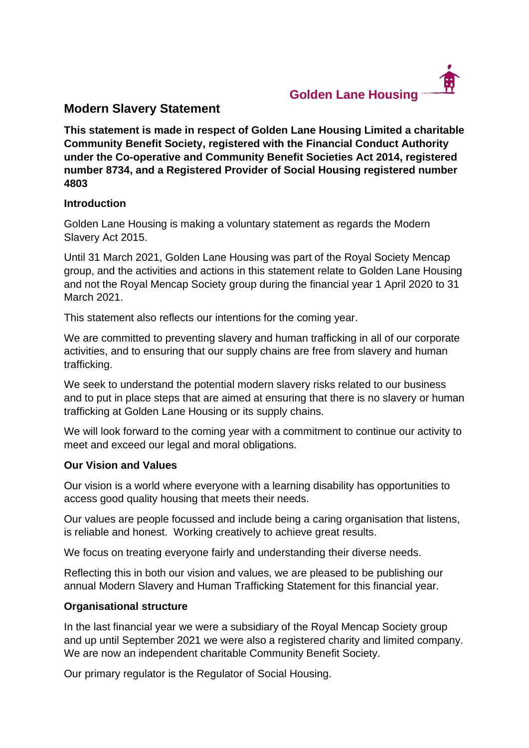Golden Lane Housing

# Modern Slavery Statement

**This statement is made in respect of Golden Lane Housing Limited a charitable Community Benefit Society, registered with the Financial Conduct Authority under the Co-operative and Community Benefit Societies Act 2014, registered number 8734, and a Registered Provider of Social Housing registered number 4803**

## Introduction

Golden Lane Housing is making a voluntary statement as regards the Modern Slavery Act 2015.

Until 31 March 2021, Golden Lane Housing was part of the Royal Society Mencap group, and the activities and actions in this statement relate to Golden Lane Housing and not the Royal Mencap Society group during the financial year 1 April 2020 to 31 March 2021.

This statement also reflects our intentions for the coming year.

We are committed to preventing slavery and human trafficking in all of our corporate activities, and to ensuring that our supply chains are free from slavery and human trafficking.

We seek to understand the potential modern slavery risks related to our business and to put in place steps that are aimed at ensuring that there is no slavery or human trafficking at Golden Lane Housing or its supply chains.

We will look forward to the coming year with a commitment to continue our activity to meet and exceed our legal and moral obligations.

## Our Vision and Values

Our vision is a world where everyone with a learning disability has opportunities to access good quality housing that meets their needs.

Our values are people focussed and include being a caring organisation that listens, is reliable and honest. Working creatively to achieve great results.

We focus on treating everyone fairly and understanding their diverse needs.

Reflecting this in both our vision and values, we are pleased to be publishing our annual Modern Slavery and Human Trafficking Statement for this financial year.

## Organisational structure

In the last financial year we were a subsidiary of the Royal Mencap Society group and up until September 2021 we were also a registered charity and limited company. We are now an independent charitable Community Benefit Society.

Our primary regulator is the Regulator of Social Housing.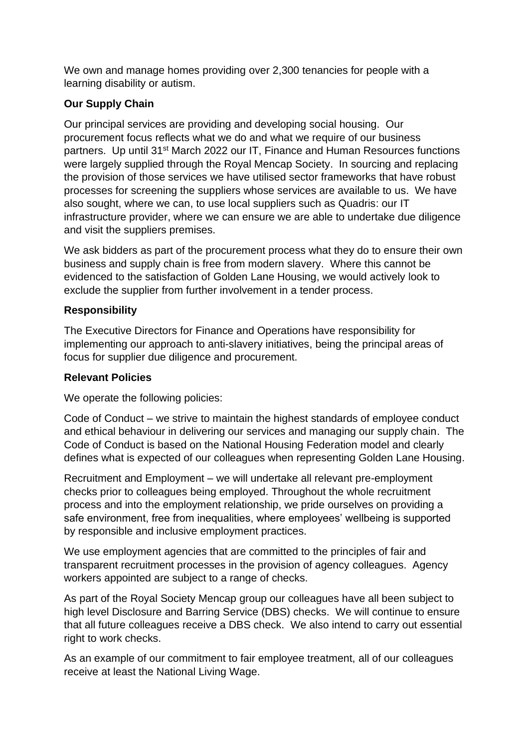We own and manage homes providing over 2,300 tenancies for people with a learning disability or autism.

**Our Supply Chain**

Our principal services are providing and developing social housing. Our procurement focus reflects what we do and what we require of our business partners. Up until 31st March 2022 our IT, Finance and Human Resources functions were largely supplied through the Royal Mencap Society. In sourcing and replacing the provision of those services we have utilised sector frameworks that have robust processes for screening the suppliers whose services are available to us. We have also sought, where we can, to use local suppliers such as Quadris: our IT infrastructure provider, where we can ensure we are able to undertake due diligence and visit the suppliers premises.

We ask bidders as part of the procurement process what they do to ensure their own business and supply chain is free from modern slavery. Where this cannot be evidenced to the satisfaction of Golden Lane Housing, we would actively look to exclude the supplier from further involvement in a tender process.

**Responsibility**

The Executive Directors for Finance and Operations have responsibility for implementing our approach to anti-slavery initiatives, being the principal areas of focus for supplier due diligence and procurement.

**Relevant Policies**

We operate the following policies:

Code of Conduct – we strive to maintain the highest standards of employee conduct and ethical behaviour in delivering our services and managing our supply chain. The Code of Conduct is based on the National Housing Federation model and clearly defines what is expected of our colleagues when representing Golden Lane Housing.

Recruitment and Employment – we will undertake all relevant pre-employment checks prior to colleagues being employed. Throughout the whole recruitment process and into the employment relationship, we pride ourselves on providing a safe environment, free from inequalities, where employees' wellbeing is supported by responsible and inclusive employment practices.

We use employment agencies that are committed to the principles of fair and transparent recruitment processes in the provision of agency colleagues. Agency workers appointed are subject to a range of checks.

As part of the Royal Society Mencap group our colleagues have all been subject to high level Disclosure and Barring Service (DBS) checks. We will continue to ensure that all future colleagues receive a DBS check. We also intend to carry out essential right to work checks.

As an example of our commitment to fair employee treatment, all of our colleagues receive at least the National Living Wage.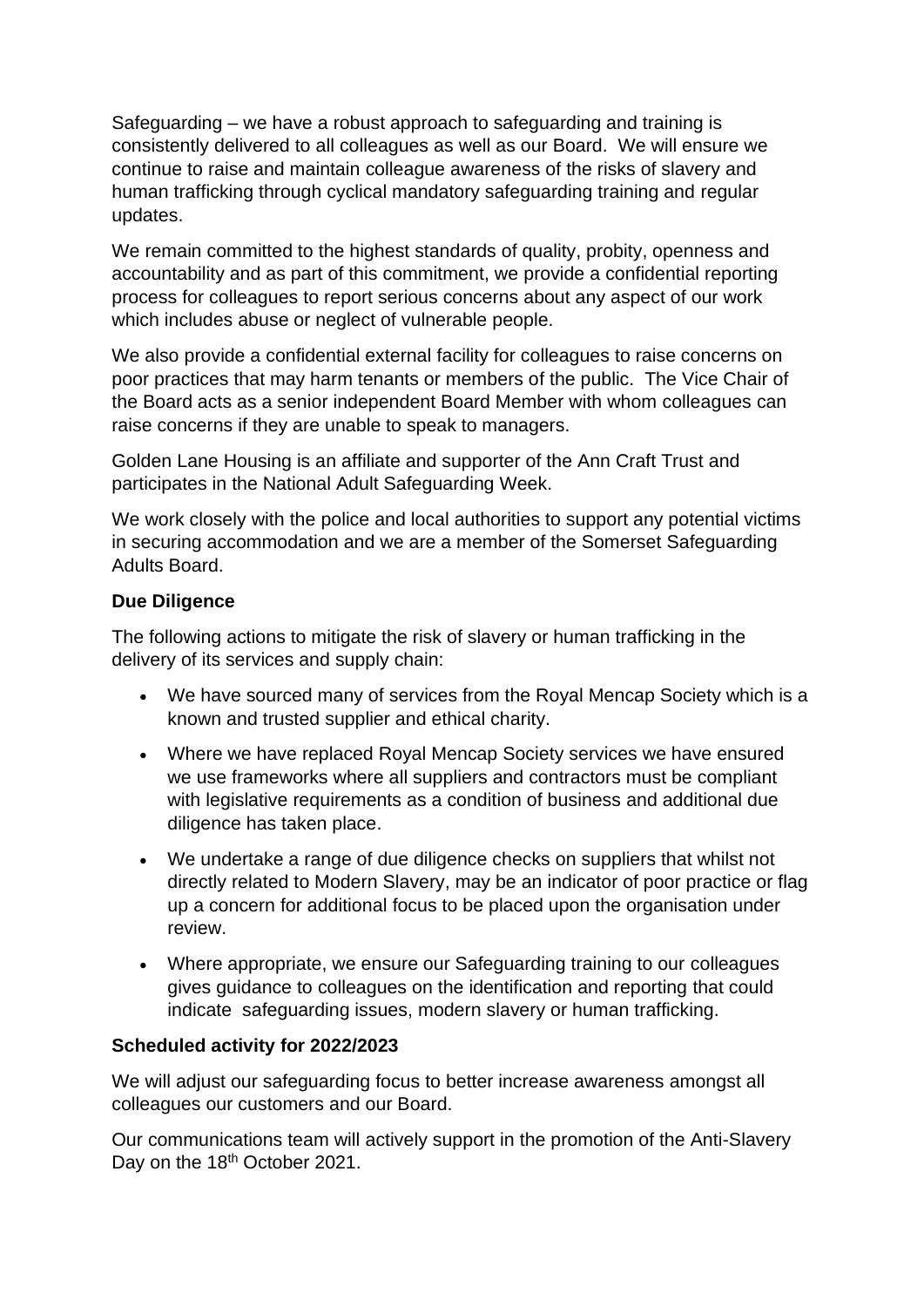Safeguarding – we have a robust approach to safeguarding and training is consistently delivered to all colleagues as well as our Board. We will ensure we continue to raise and maintain colleague awareness of the risks of slavery and human trafficking through cyclical mandatory safeguarding training and regular updates.

We remain committed to the highest standards of quality, probity, openness and accountability and as part of this commitment, we provide a confidential reporting process for colleagues to report serious concerns about any aspect of our work which includes abuse or neglect of vulnerable people.

We also provide a confidential external facility for colleagues to raise concerns on poor practices that may harm tenants or members of the public. The Vice Chair of the Board acts as a senior independent Board Member with whom colleagues can raise concerns if they are unable to speak to managers.

Golden Lane Housing is an affiliate and supporter of the Ann Craft Trust and participates in the National Adult Safeguarding Week.

We work closely with the police and local authorities to support any potential victims in securing accommodation and we are a member of the Somerset Safeguarding Adults Board.

**Due Diligence**

The following actions to mitigate the risk of slavery or human trafficking in the delivery of its services and supply chain:

- We have sourced many of services from the Royal Mencap Society which is a known and trusted supplier and ethical charity.
- Where we have replaced Royal Mencap Society services we have ensured we use frameworks where all suppliers and contractors must be compliant with legislative requirements as a condition of business and additional due diligence has taken place.
- We undertake a range of due diligence checks on suppliers that whilst not directly related to Modern Slavery, may be an indicator of poor practice or flag up a concern for additional focus to be placed upon the organisation under review.
- Where appropriate, we ensure our Safeguarding training to our colleagues gives guidance to colleagues on the identification and reporting that could indicate safeguarding issues, modern slavery or human trafficking.

**Scheduled activity for 2022/2023**

We will adjust our safeguarding focus to better increase awareness amongst all colleagues our customers and our Board.

Our communications team will actively support in the promotion of the Anti-Slavery Day on the 18th October 2021.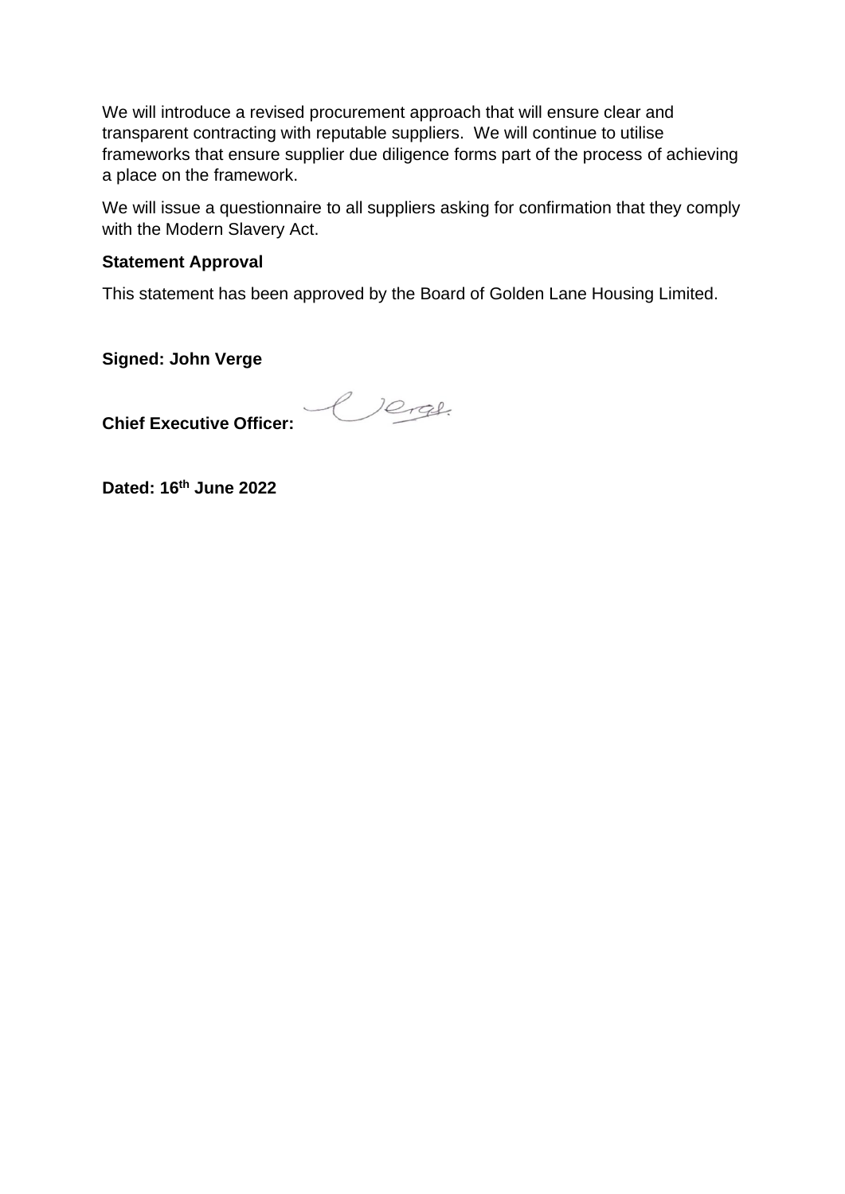We will introduce a revised procurement approach that will ensure clear and transparent contracting with reputable suppliers.  We will continue to utilise frameworks that ensure supplier due diligence forms part of the process of achieving a place on the framework.

We will issue a questionnaire to all suppliers asking for confirmation that they comply with the Modern Slavery Act.

**Statement Approval**

This statement has been approved by the Board of Golden Lane Housing Limited.

**Signed: John Verge**

**Chief Executive Officer:**

**Dated: 16th June 2022**